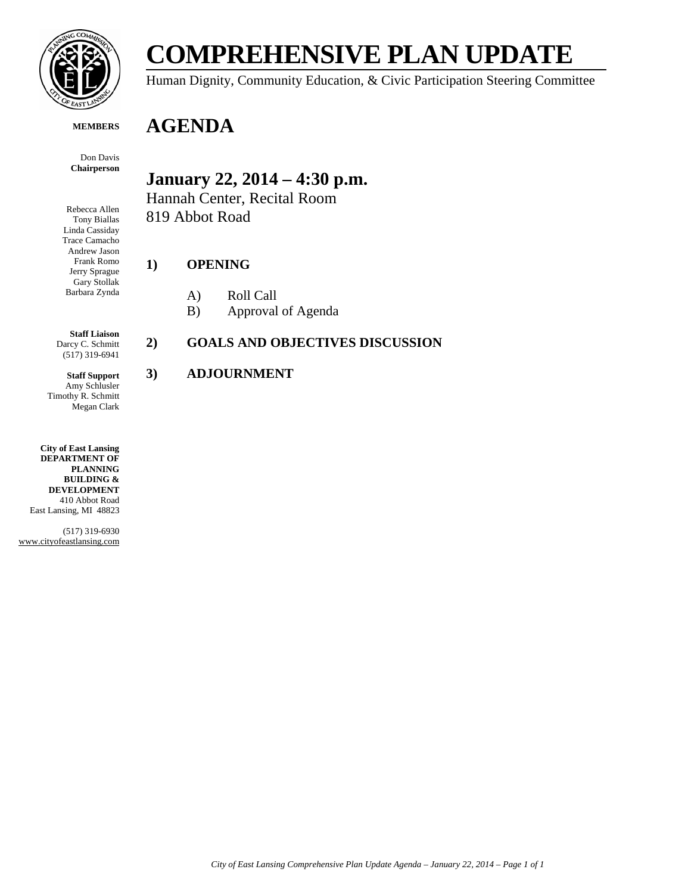# COMPREHENSIVE PLAN UPDATE

Human Dignity, Community Education, & Civic Participation Steering Committee

**MEMBERS**

Don Davis
**Chairperson**

Rebecca Allen
Tony Biallas
Linda Cassiday
Trace Camacho
Andrew Jason
Frank Romo
Jerry Sprague
Gary Stollak
Barbara Zynda

**Staff Liaison**
Darcy C. Schmitt
(517) 319-6941

**Staff Support**
Amy Schlusler
Timothy R. Schmitt
Megan Clark

**City of East Lansing**
**DEPARTMENT OF PLANNING BUILDING & DEVELOPMENT**
410 Abbot Road
East Lansing, MI 48823

(517) 319-6930
www.cityofeastlansing.com

# AGENDA

## January 22, 2014 – 4:30 p.m.

Hannah Center, Recital Room
819 Abbot Road

### 1) OPENING

A) Roll Call
B) Approval of Agenda

### 2) GOALS AND OBJECTIVES DISCUSSION

### 3) ADJOURNMENT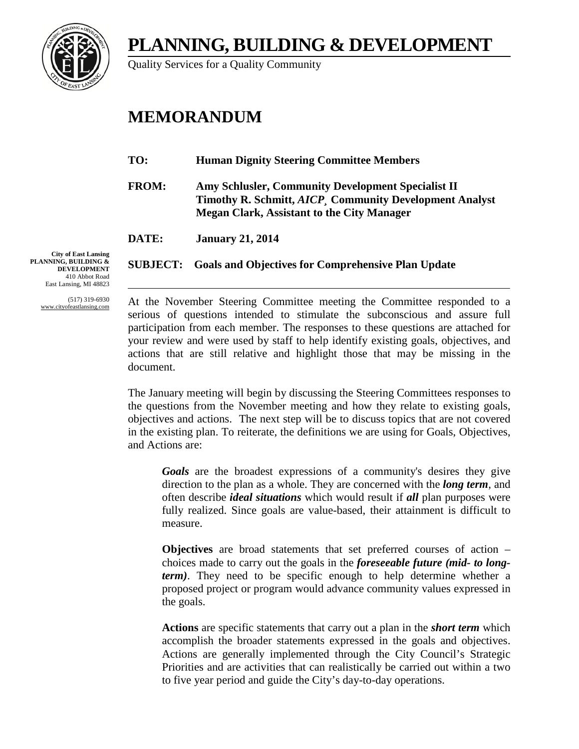# PLANNING, BUILDING & DEVELOPMENT

Quality Services for a Quality Community

**City of East Lansing**
**PLANNING, BUILDING & DEVELOPMENT**
410 Abbot Road
East Lansing, MI 48823

(517) 319-6930
www.cityofeastlansing.com

# MEMORANDUM

**TO:** **Human Dignity Steering Committee Members**

**FROM:** **Amy Schlusler, Community Development Specialist II**
**Timothy R. Schmitt, *AICP*¸ Community Development Analyst**
**Megan Clark, Assistant to the City Manager**

**DATE:** **January 21, 2014**

**SUBJECT:** **Goals and Objectives for Comprehensive Plan Update**

---

At the November Steering Committee meeting the Committee responded to a serious of questions intended to stimulate the subconscious and assure full participation from each member. The responses to these questions are attached for your review and were used by staff to help identify existing goals, objectives, and actions that are still relative and highlight those that may be missing in the document.

The January meeting will begin by discussing the Steering Committees responses to the questions from the November meeting and how they relate to existing goals, objectives and actions. The next step will be to discuss topics that are not covered in the existing plan. To reiterate, the definitions we are using for Goals, Objectives, and Actions are:

> ***Goals*** are the broadest expressions of a community's desires they give direction to the plan as a whole. They are concerned with the ***long term***, and often describe ***ideal situations*** which would result if ***all*** plan purposes were fully realized. Since goals are value-based, their attainment is difficult to measure.
>
> **Objectives** are broad statements that set preferred courses of action – choices made to carry out the goals in the ***foreseeable future (mid- to long-term)***. They need to be specific enough to help determine whether a proposed project or program would advance community values expressed in the goals.
>
> **Actions** are specific statements that carry out a plan in the ***short term*** which accomplish the broader statements expressed in the goals and objectives. Actions are generally implemented through the City Council's Strategic Priorities and are activities that can realistically be carried out within a two to five year period and guide the City's day-to-day operations.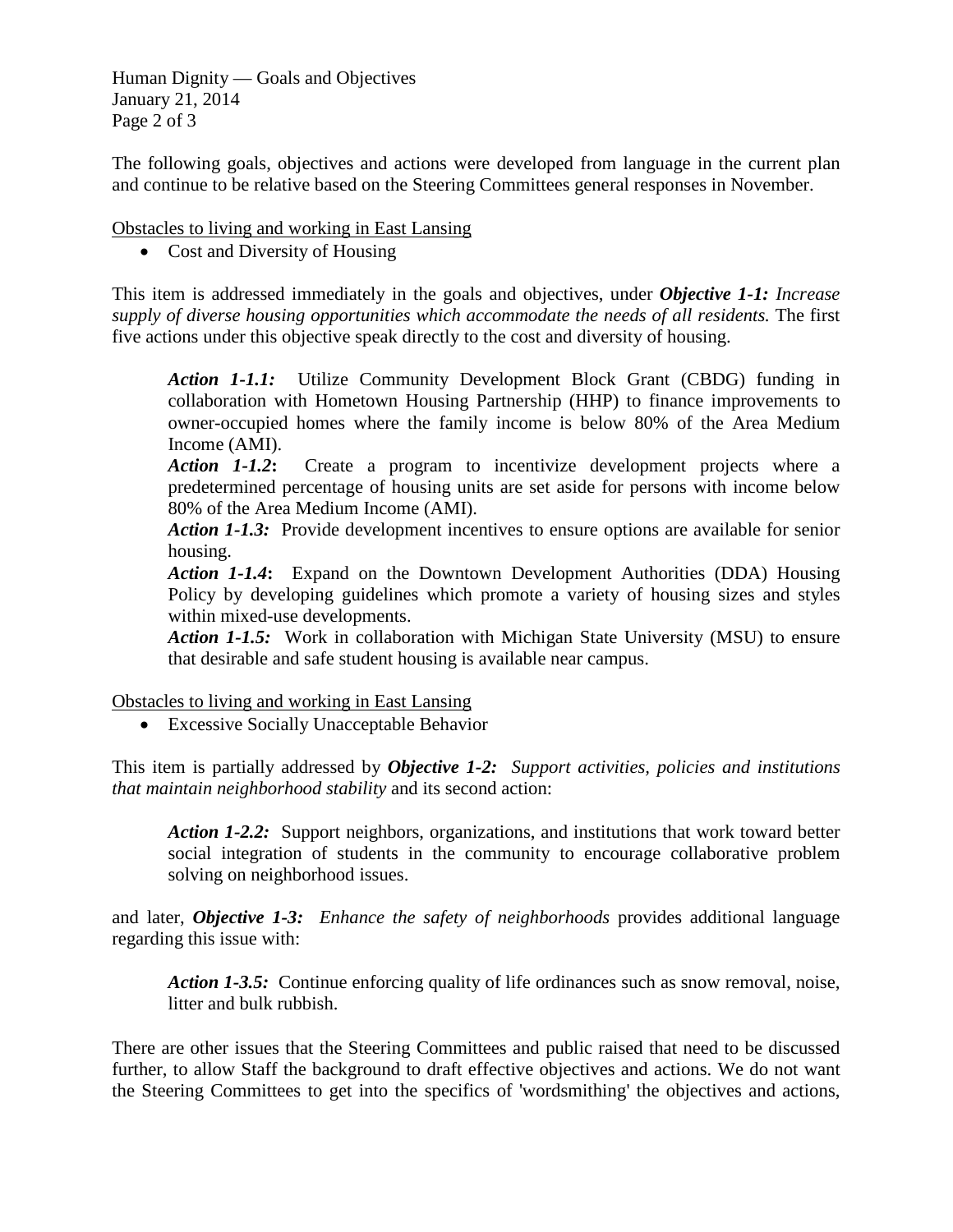The following goals, objectives and actions were developed from language in the current plan and continue to be relative based on the Steering Committees general responses in November.

<u>Obstacles to living and working in East Lansing</u>

- Cost and Diversity of Housing

This item is addressed immediately in the goals and objectives, under ***Objective 1-1:*** *Increase supply of diverse housing opportunities which accommodate the needs of all residents.* The first five actions under this objective speak directly to the cost and diversity of housing.

> ***Action 1-1.1:*** Utilize Community Development Block Grant (CBDG) funding in collaboration with Hometown Housing Partnership (HHP) to finance improvements to owner-occupied homes where the family income is below 80% of the Area Medium Income (AMI).
> ***Action 1-1.2*:** Create a program to incentivize development projects where a predetermined percentage of housing units are set aside for persons with income below 80% of the Area Medium Income (AMI).
> ***Action 1-1.3:*** Provide development incentives to ensure options are available for senior housing.
> ***Action 1-1.4*:** Expand on the Downtown Development Authorities (DDA) Housing Policy by developing guidelines which promote a variety of housing sizes and styles within mixed-use developments.
> ***Action 1-1.5:*** Work in collaboration with Michigan State University (MSU) to ensure that desirable and safe student housing is available near campus.

<u>Obstacles to living and working in East Lansing</u>

- Excessive Socially Unacceptable Behavior

This item is partially addressed by ***Objective 1-2:*** *Support activities, policies and institutions that maintain neighborhood stability* and its second action:

> ***Action 1-2.2:*** Support neighbors, organizations, and institutions that work toward better social integration of students in the community to encourage collaborative problem solving on neighborhood issues.

and later, ***Objective 1-3:*** *Enhance the safety of neighborhoods* provides additional language regarding this issue with:

> ***Action 1-3.5:*** Continue enforcing quality of life ordinances such as snow removal, noise, litter and bulk rubbish.

There are other issues that the Steering Committees and public raised that need to be discussed further, to allow Staff the background to draft effective objectives and actions. We do not want the Steering Committees to get into the specifics of 'wordsmithing' the objectives and actions,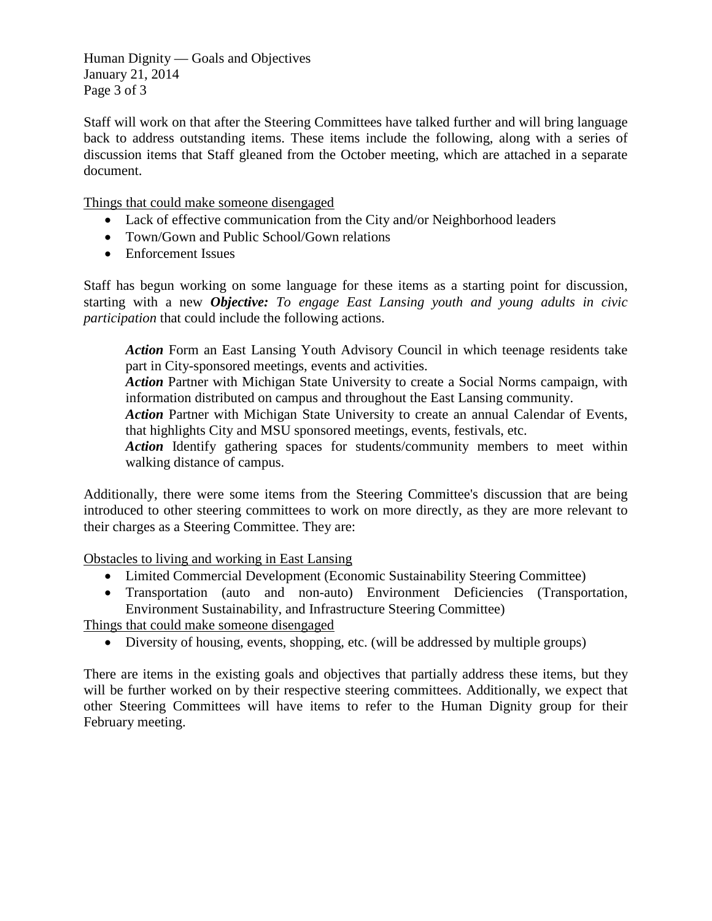Staff will work on that after the Steering Committees have talked further and will bring language back to address outstanding items. These items include the following, along with a series of discussion items that Staff gleaned from the October meeting, which are attached in a separate document.

<u>Things that could make someone disengaged</u>

- Lack of effective communication from the City and/or Neighborhood leaders
- Town/Gown and Public School/Gown relations
- Enforcement Issues

Staff has begun working on some language for these items as a starting point for discussion, starting with a new ***Objective:*** *To engage East Lansing youth and young adults in civic participation* that could include the following actions.

> ***Action*** Form an East Lansing Youth Advisory Council in which teenage residents take part in City-sponsored meetings, events and activities.
> ***Action*** Partner with Michigan State University to create a Social Norms campaign, with information distributed on campus and throughout the East Lansing community.
> ***Action*** Partner with Michigan State University to create an annual Calendar of Events, that highlights City and MSU sponsored meetings, events, festivals, etc.
> ***Action*** Identify gathering spaces for students/community members to meet within walking distance of campus.

Additionally, there were some items from the Steering Committee's discussion that are being introduced to other steering committees to work on more directly, as they are more relevant to their charges as a Steering Committee. They are:

<u>Obstacles to living and working in East Lansing</u>

- Limited Commercial Development (Economic Sustainability Steering Committee)
- Transportation (auto and non-auto) Environment Deficiencies (Transportation, Environment Sustainability, and Infrastructure Steering Committee)

<u>Things that could make someone disengaged</u>

- Diversity of housing, events, shopping, etc. (will be addressed by multiple groups)

There are items in the existing goals and objectives that partially address these items, but they will be further worked on by their respective steering committees. Additionally, we expect that other Steering Committees will have items to refer to the Human Dignity group for their February meeting.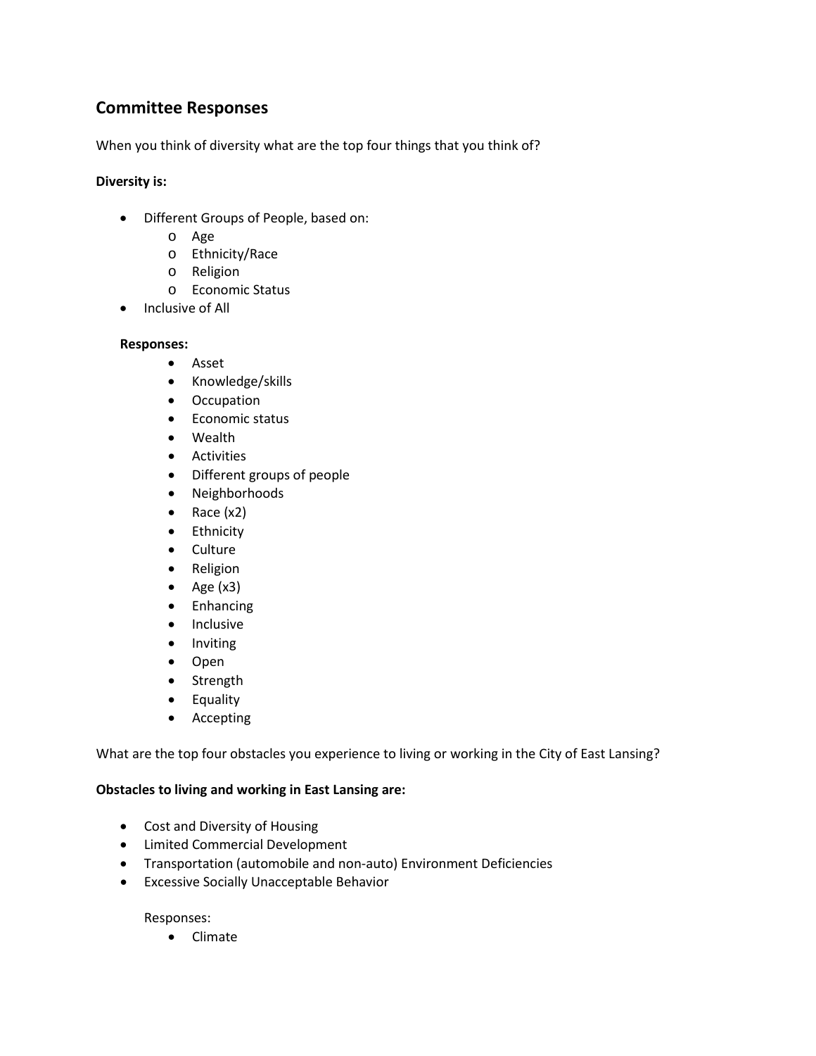## Committee Responses

When you think of diversity what are the top four things that you think of?

**Diversity is:**

- Different Groups of People, based on:
  - Age
  - Ethnicity/Race
  - Religion
  - Economic Status
- Inclusive of All

**Responses:**

- Asset
- Knowledge/skills
- Occupation
- Economic status
- Wealth
- Activities
- Different groups of people
- Neighborhoods
- Race (x2)
- Ethnicity
- Culture
- Religion
- Age (x3)
- Enhancing
- Inclusive
- Inviting
- Open
- Strength
- Equality
- Accepting

What are the top four obstacles you experience to living or working in the City of East Lansing?

**Obstacles to living and working in East Lansing are:**

- Cost and Diversity of Housing
- Limited Commercial Development
- Transportation (automobile and non-auto) Environment Deficiencies
- Excessive Socially Unacceptable Behavior

Responses:

- Climate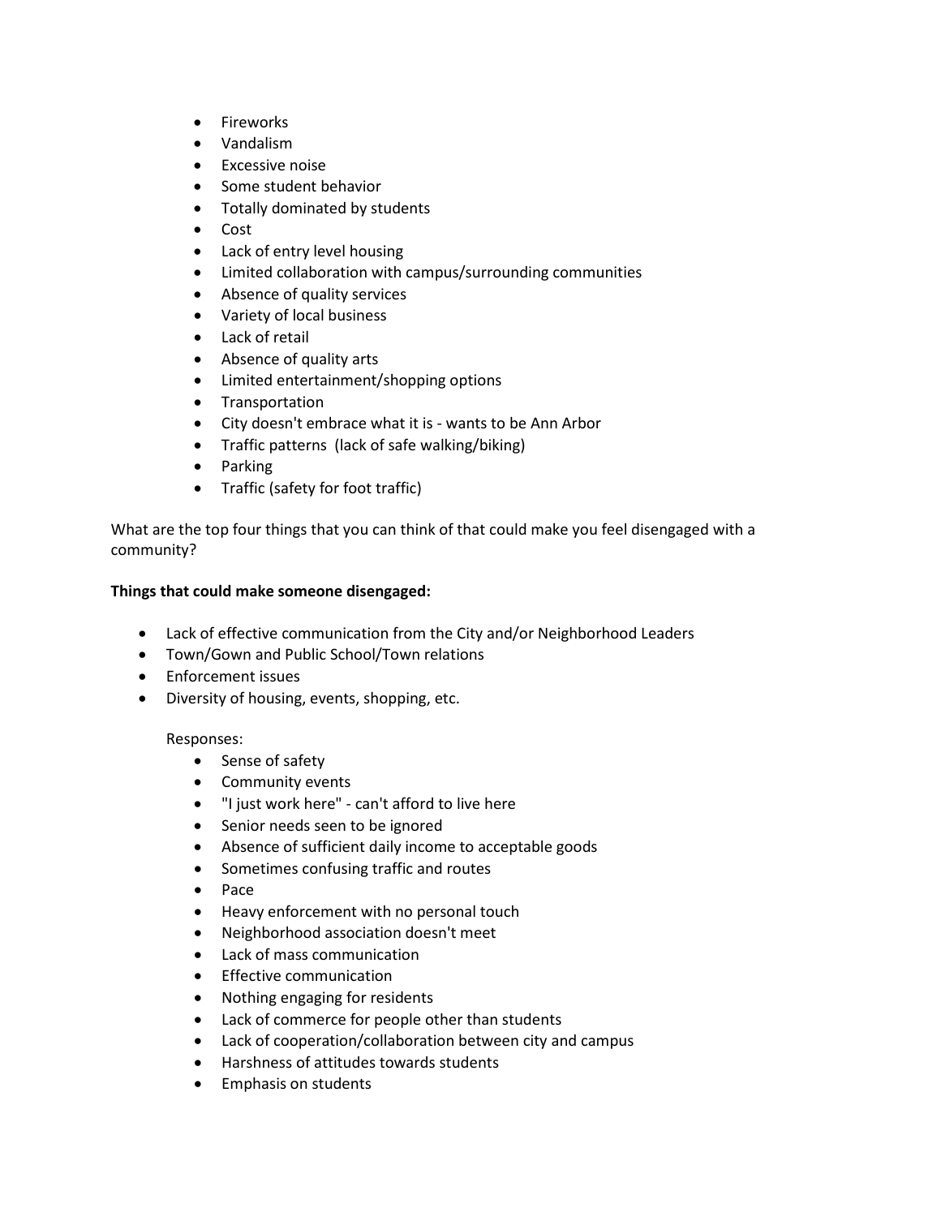- Fireworks
- Vandalism
- Excessive noise
- Some student behavior
- Totally dominated by students
- Cost
- Lack of entry level housing
- Limited collaboration with campus/surrounding communities
- Absence of quality services
- Variety of local business
- Lack of retail
- Absence of quality arts
- Limited entertainment/shopping options
- Transportation
- City doesn't embrace what it is - wants to be Ann Arbor
- Traffic patterns (lack of safe walking/biking)
- Parking
- Traffic (safety for foot traffic)

What are the top four things that you can think of that could make you feel disengaged with a community?

**Things that could make someone disengaged:**

- Lack of effective communication from the City and/or Neighborhood Leaders
- Town/Gown and Public School/Town relations
- Enforcement issues
- Diversity of housing, events, shopping, etc.

  Responses:

  - Sense of safety
  - Community events
  - "I just work here" - can't afford to live here
  - Senior needs seen to be ignored
  - Absence of sufficient daily income to acceptable goods
  - Sometimes confusing traffic and routes
  - Pace
  - Heavy enforcement with no personal touch
  - Neighborhood association doesn't meet
  - Lack of mass communication
  - Effective communication
  - Nothing engaging for residents
  - Lack of commerce for people other than students
  - Lack of cooperation/collaboration between city and campus
  - Harshness of attitudes towards students
  - Emphasis on students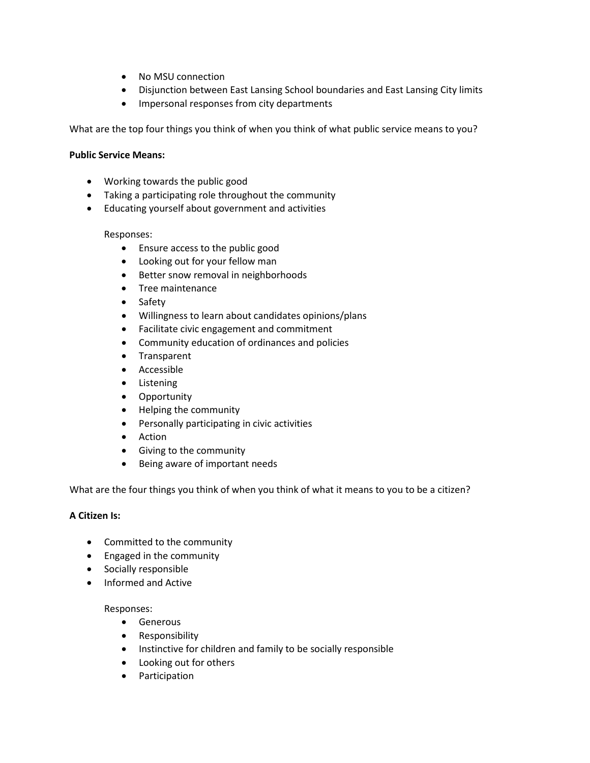- No MSU connection
- Disjunction between East Lansing School boundaries and East Lansing City limits
- Impersonal responses from city departments

What are the top four things you think of when you think of what public service means to you?

**Public Service Means:**

- Working towards the public good
- Taking a participating role throughout the community
- Educating yourself about government and activities

  Responses:
  - Ensure access to the public good
  - Looking out for your fellow man
  - Better snow removal in neighborhoods
  - Tree maintenance
  - Safety
  - Willingness to learn about candidates opinions/plans
  - Facilitate civic engagement and commitment
  - Community education of ordinances and policies
  - Transparent
  - Accessible
  - Listening
  - Opportunity
  - Helping the community
  - Personally participating in civic activities
  - Action
  - Giving to the community
  - Being aware of important needs

What are the four things you think of when you think of what it means to you to be a citizen?

**A Citizen Is:**

- Committed to the community
- Engaged in the community
- Socially responsible
- Informed and Active

  Responses:
  - Generous
  - Responsibility
  - Instinctive for children and family to be socially responsible
  - Looking out for others
  - Participation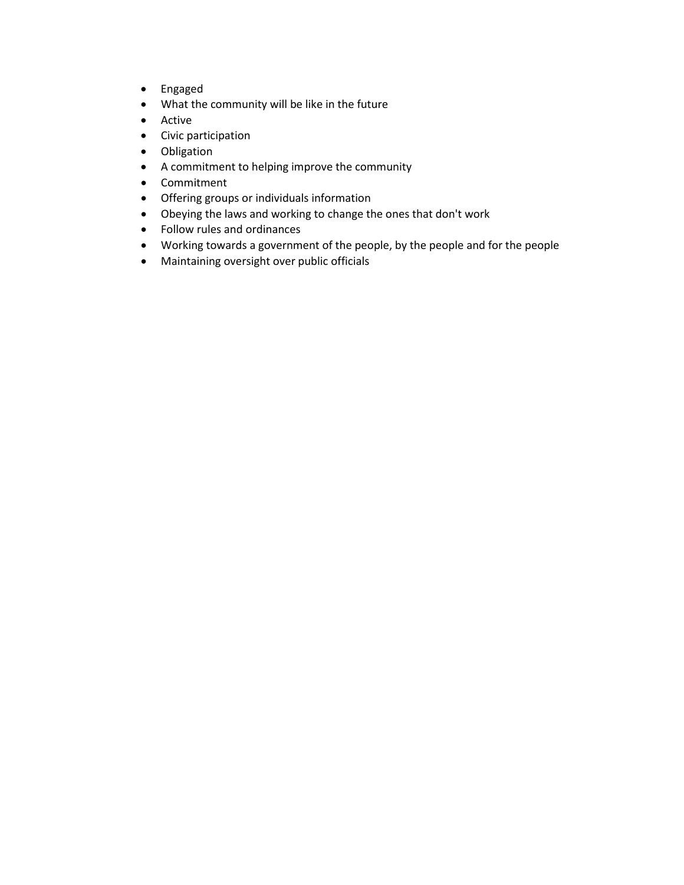- Engaged
- What the community will be like in the future
- Active
- Civic participation
- Obligation
- A commitment to helping improve the community
- Commitment
- Offering groups or individuals information
- Obeying the laws and working to change the ones that don't work
- Follow rules and ordinances
- Working towards a government of the people, by the people and for the people
- Maintaining oversight over public officials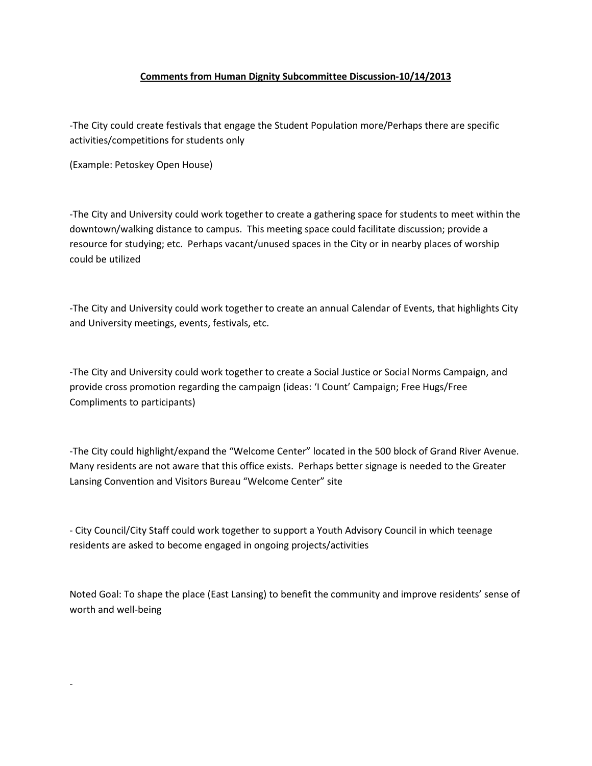**Comments from Human Dignity Subcommittee Discussion-10/14/2013**

-The City could create festivals that engage the Student Population more/Perhaps there are specific activities/competitions for students only

(Example: Petoskey Open House)

-The City and University could work together to create a gathering space for students to meet within the downtown/walking distance to campus. This meeting space could facilitate discussion; provide a resource for studying; etc. Perhaps vacant/unused spaces in the City or in nearby places of worship could be utilized

-The City and University could work together to create an annual Calendar of Events, that highlights City and University meetings, events, festivals, etc.

-The City and University could work together to create a Social Justice or Social Norms Campaign, and provide cross promotion regarding the campaign (ideas: 'I Count' Campaign; Free Hugs/Free Compliments to participants)

-The City could highlight/expand the "Welcome Center" located in the 500 block of Grand River Avenue. Many residents are not aware that this office exists. Perhaps better signage is needed to the Greater Lansing Convention and Visitors Bureau "Welcome Center" site

- City Council/City Staff could work together to support a Youth Advisory Council in which teenage residents are asked to become engaged in ongoing projects/activities

Noted Goal: To shape the place (East Lansing) to benefit the community and improve residents' sense of worth and well-being

-